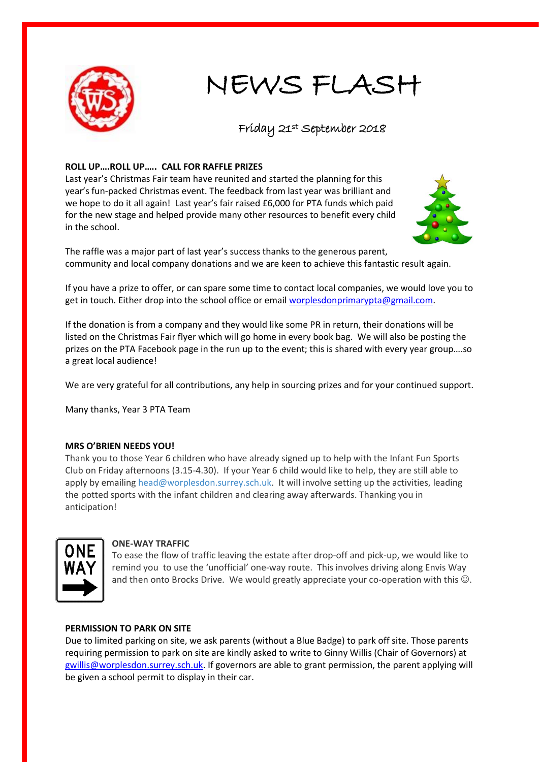# NEWS FLASH

Friday 21st September 2018

**ROLL UP….ROLL UP….. CALL FOR RAFFLE PRIZES**

Last year's Christmas Fair team have reunited and started the planning for this year's fun-packed Christmas event. The feedback from last year was brilliant and we hope to do it all again! Last year's fair raised £6,000 for PTA funds which paid for the new stage and helped provide many other resources to benefit every child in the school.

The raffle was a major part of last year's success thanks to the generous parent, community and local company donations and we are keen to achieve this fantastic result again.

If you have a prize to offer, or can spare some time to contact local companies, we would love you to get in touch. Either drop into the school office or email worplesdonprimarypta@gmail.com.

If the donation is from a company and they would like some PR in return, their donations will be listed on the Christmas Fair flyer which will go home in every book bag. We will also be posting the prizes on the PTA Facebook page in the run up to the event; this is shared with every year group….so a great local audience!

We are very grateful for all contributions, any help in sourcing prizes and for your continued support.

Many thanks, Year 3 PTA Team

**MRS O'BRIEN NEEDS YOU!**

Thank you to those Year 6 children who have already signed up to help with the Infant Fun Sports Club on Friday afternoons (3.15-4.30). If your Year 6 child would like to help, they are still able to apply by emailing head@worplesdon.surrey.sch.uk. It will involve setting up the activities, leading the potted sports with the infant children and clearing away afterwards. Thanking you in anticipation!

**ONE-WAY TRAFFIC**

To ease the flow of traffic leaving the estate after drop-off and pick-up, we would like to remind you to use the 'unofficial' one-way route. This involves driving along Envis Way and then onto Brocks Drive. We would greatly appreciate your co-operation with this ☺.

**PERMISSION TO PARK ON SITE**

Due to limited parking on site, we ask parents (without a Blue Badge) to park off site. Those parents requiring permission to park on site are kindly asked to write to Ginny Willis (Chair of Governors) at gwillis@worplesdon.surrey.sch.uk. If governors are able to grant permission, the parent applying will be given a school permit to display in their car.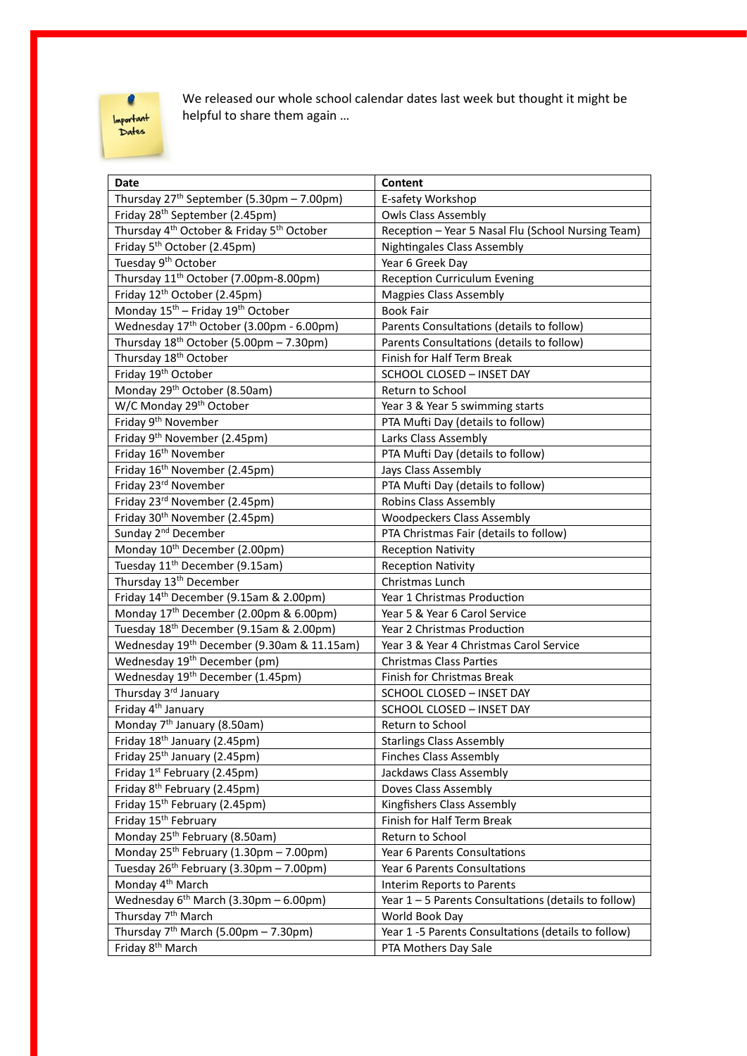We released our whole school calendar dates last week but thought it might be helpful to share them again …

| Date | Content |
|---|---|
| Thursday 27th September (5.30pm – 7.00pm) | E-safety Workshop |
| Friday 28th September (2.45pm) | Owls Class Assembly |
| Thursday 4th October & Friday 5th October | Reception – Year 5 Nasal Flu (School Nursing Team) |
| Friday 5th October (2.45pm) | Nightingales Class Assembly |
| Tuesday 9th October | Year 6 Greek Day |
| Thursday 11th October (7.00pm-8.00pm) | Reception Curriculum Evening |
| Friday 12th October (2.45pm) | Magpies Class Assembly |
| Monday 15th – Friday 19th October | Book Fair |
| Wednesday 17th October (3.00pm - 6.00pm) | Parents Consultations (details to follow) |
| Thursday 18th October (5.00pm – 7.30pm) | Parents Consultations (details to follow) |
| Thursday 18th October | Finish for Half Term Break |
| Friday 19th October | SCHOOL CLOSED – INSET DAY |
| Monday 29th October (8.50am) | Return to School |
| W/C Monday 29th October | Year 3 & Year 5 swimming starts |
| Friday 9th November | PTA Mufti Day (details to follow) |
| Friday 9th November (2.45pm) | Larks Class Assembly |
| Friday 16th November | PTA Mufti Day (details to follow) |
| Friday 16th November (2.45pm) | Jays Class Assembly |
| Friday 23rd November | PTA Mufti Day (details to follow) |
| Friday 23rd November (2.45pm) | Robins Class Assembly |
| Friday 30th November (2.45pm) | Woodpeckers Class Assembly |
| Sunday 2nd December | PTA Christmas Fair (details to follow) |
| Monday 10th December (2.00pm) | Reception Nativity |
| Tuesday 11th December (9.15am) | Reception Nativity |
| Thursday 13th December | Christmas Lunch |
| Friday 14th December (9.15am & 2.00pm) | Year 1 Christmas Production |
| Monday 17th December (2.00pm & 6.00pm) | Year 5 & Year 6 Carol Service |
| Tuesday 18th December (9.15am & 2.00pm) | Year 2 Christmas Production |
| Wednesday 19th December (9.30am & 11.15am) | Year 3 & Year 4 Christmas Carol Service |
| Wednesday 19th December (pm) | Christmas Class Parties |
| Wednesday 19th December (1.45pm) | Finish for Christmas Break |
| Thursday 3rd January | SCHOOL CLOSED – INSET DAY |
| Friday 4th January | SCHOOL CLOSED – INSET DAY |
| Monday 7th January (8.50am) | Return to School |
| Friday 18th January (2.45pm) | Starlings Class Assembly |
| Friday 25th January (2.45pm) | Finches Class Assembly |
| Friday 1st February (2.45pm) | Jackdaws Class Assembly |
| Friday 8th February (2.45pm) | Doves Class Assembly |
| Friday 15th February (2.45pm) | Kingfishers Class Assembly |
| Friday 15th February | Finish for Half Term Break |
| Monday 25th February (8.50am) | Return to School |
| Monday 25th February (1.30pm – 7.00pm) | Year 6 Parents Consultations |
| Tuesday 26th February (3.30pm – 7.00pm) | Year 6 Parents Consultations |
| Monday 4th March | Interim Reports to Parents |
| Wednesday 6th March (3.30pm – 6.00pm) | Year 1 – 5 Parents Consultations (details to follow) |
| Thursday 7th March | World Book Day |
| Thursday 7th March (5.00pm – 7.30pm) | Year 1 -5 Parents Consultations (details to follow) |
| Friday 8th March | PTA Mothers Day Sale |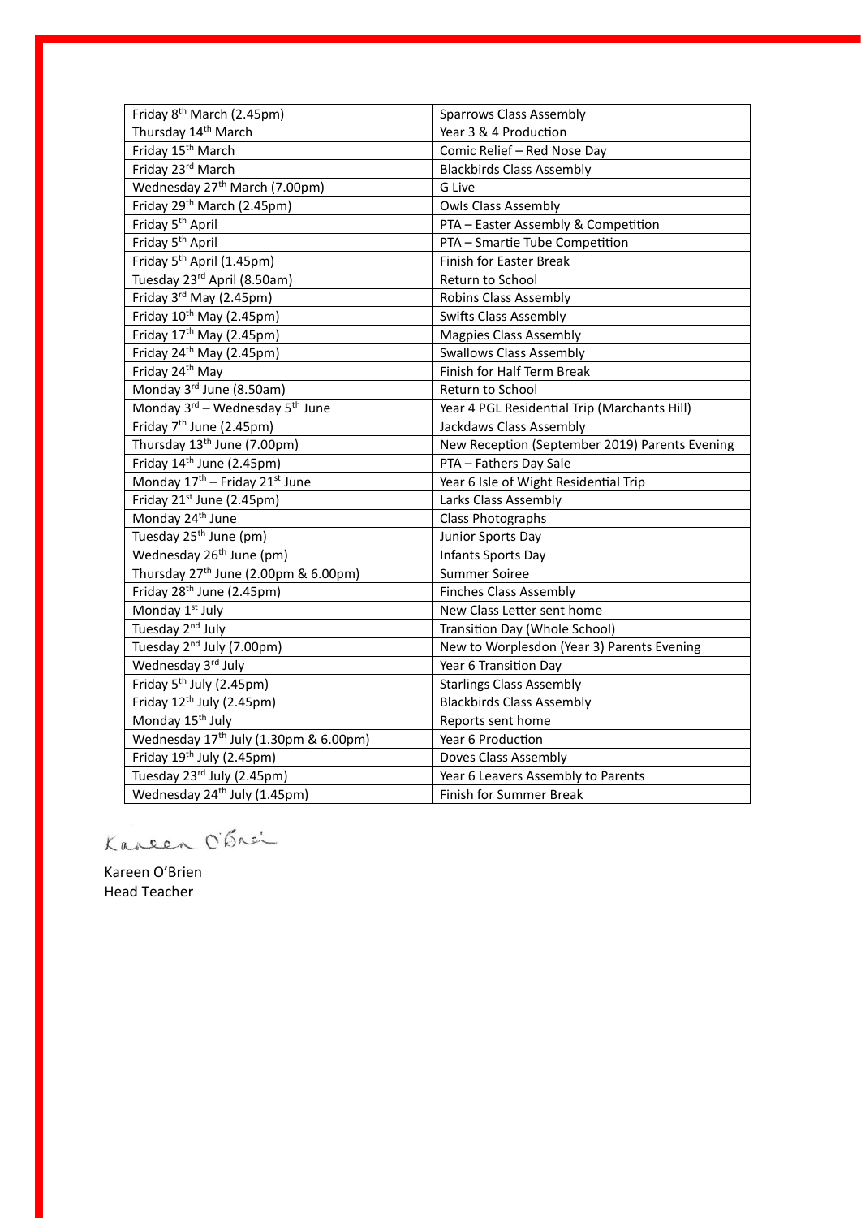| | |
|---|---|
| Friday 8th March (2.45pm) | Sparrows Class Assembly |
| Thursday 14th March | Year 3 & 4 Production |
| Friday 15th March | Comic Relief – Red Nose Day |
| Friday 23rd March | Blackbirds Class Assembly |
| Wednesday 27th March (7.00pm) | G Live |
| Friday 29th March (2.45pm) | Owls Class Assembly |
| Friday 5th April | PTA – Easter Assembly & Competition |
| Friday 5th April | PTA – Smartie Tube Competition |
| Friday 5th April (1.45pm) | Finish for Easter Break |
| Tuesday 23rd April (8.50am) | Return to School |
| Friday 3rd May (2.45pm) | Robins Class Assembly |
| Friday 10th May (2.45pm) | Swifts Class Assembly |
| Friday 17th May (2.45pm) | Magpies Class Assembly |
| Friday 24th May (2.45pm) | Swallows Class Assembly |
| Friday 24th May | Finish for Half Term Break |
| Monday 3rd June (8.50am) | Return to School |
| Monday 3rd – Wednesday 5th June | Year 4 PGL Residential Trip (Marchants Hill) |
| Friday 7th June (2.45pm) | Jackdaws Class Assembly |
| Thursday 13th June (7.00pm) | New Reception (September 2019) Parents Evening |
| Friday 14th June (2.45pm) | PTA – Fathers Day Sale |
| Monday 17th – Friday 21st June | Year 6 Isle of Wight Residential Trip |
| Friday 21st June (2.45pm) | Larks Class Assembly |
| Monday 24th June | Class Photographs |
| Tuesday 25th June (pm) | Junior Sports Day |
| Wednesday 26th June (pm) | Infants Sports Day |
| Thursday 27th June (2.00pm & 6.00pm) | Summer Soiree |
| Friday 28th June (2.45pm) | Finches Class Assembly |
| Monday 1st July | New Class Letter sent home |
| Tuesday 2nd July | Transition Day (Whole School) |
| Tuesday 2nd July (7.00pm) | New to Worplesdon (Year 3) Parents Evening |
| Wednesday 3rd July | Year 6 Transition Day |
| Friday 5th July (2.45pm) | Starlings Class Assembly |
| Friday 12th July (2.45pm) | Blackbirds Class Assembly |
| Monday 15th July | Reports sent home |
| Wednesday 17th July (1.30pm & 6.00pm) | Year 6 Production |
| Friday 19th July (2.45pm) | Doves Class Assembly |
| Tuesday 23rd July (2.45pm) | Year 6 Leavers Assembly to Parents |
| Wednesday 24th July (1.45pm) | Finish for Summer Break |

Kareen O'Brien
Head Teacher